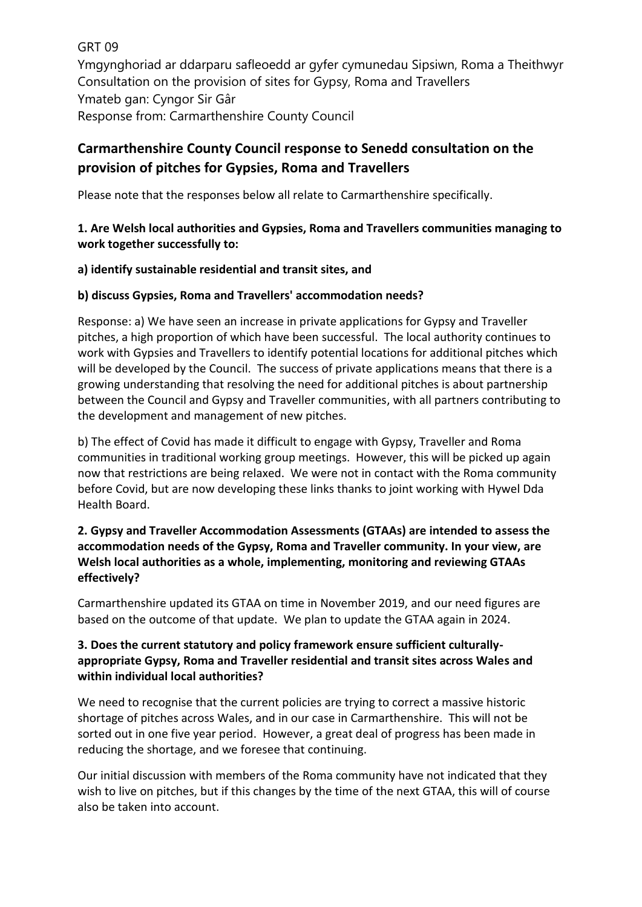GRT 09

Ymgynghoriad ar ddarparu safleoedd ar gyfer cymunedau Sipsiwn, Roma a Theithwyr
Consultation on the provision of sites for Gypsy, Roma and Travellers
Ymateb gan: Cyngor Sir Gâr
Response from: Carmarthenshire County Council

## Carmarthenshire County Council response to Senedd consultation on the provision of pitches for Gypsies, Roma and Travellers

Please note that the responses below all relate to Carmarthenshire specifically.

**1. Are Welsh local authorities and Gypsies, Roma and Travellers communities managing to work together successfully to:**

**a) identify sustainable residential and transit sites, and**

**b) discuss Gypsies, Roma and Travellers' accommodation needs?**

Response: a) We have seen an increase in private applications for Gypsy and Traveller pitches, a high proportion of which have been successful. The local authority continues to work with Gypsies and Travellers to identify potential locations for additional pitches which will be developed by the Council. The success of private applications means that there is a growing understanding that resolving the need for additional pitches is about partnership between the Council and Gypsy and Traveller communities, with all partners contributing to the development and management of new pitches.

b) The effect of Covid has made it difficult to engage with Gypsy, Traveller and Roma communities in traditional working group meetings. However, this will be picked up again now that restrictions are being relaxed. We were not in contact with the Roma community before Covid, but are now developing these links thanks to joint working with Hywel Dda Health Board.

**2. Gypsy and Traveller Accommodation Assessments (GTAAs) are intended to assess the accommodation needs of the Gypsy, Roma and Traveller community. In your view, are Welsh local authorities as a whole, implementing, monitoring and reviewing GTAAs effectively?**

Carmarthenshire updated its GTAA on time in November 2019, and our need figures are based on the outcome of that update. We plan to update the GTAA again in 2024.

**3. Does the current statutory and policy framework ensure sufficient culturally-appropriate Gypsy, Roma and Traveller residential and transit sites across Wales and within individual local authorities?**

We need to recognise that the current policies are trying to correct a massive historic shortage of pitches across Wales, and in our case in Carmarthenshire. This will not be sorted out in one five year period. However, a great deal of progress has been made in reducing the shortage, and we foresee that continuing.

Our initial discussion with members of the Roma community have not indicated that they wish to live on pitches, but if this changes by the time of the next GTAA, this will of course also be taken into account.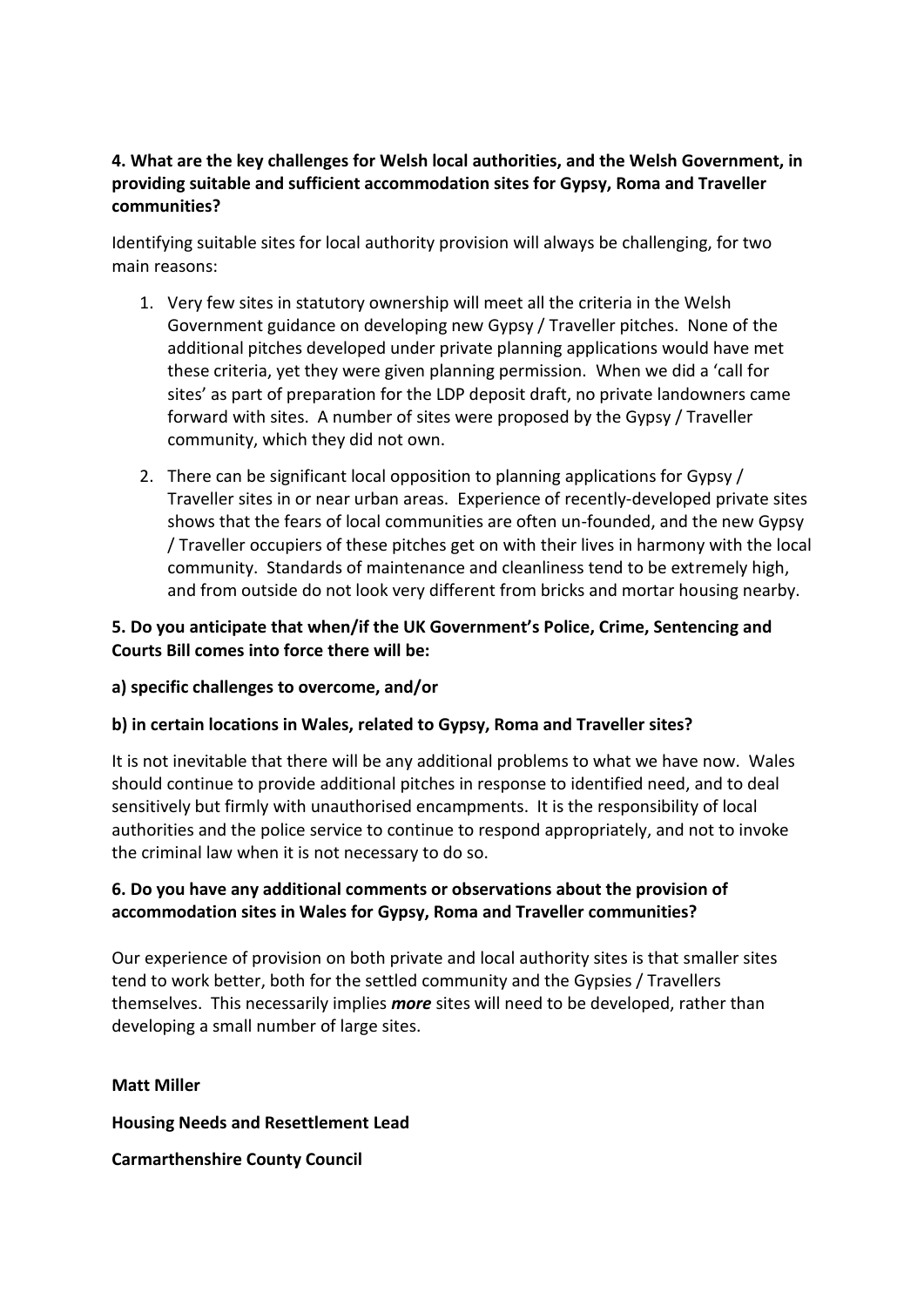**4. What are the key challenges for Welsh local authorities, and the Welsh Government, in providing suitable and sufficient accommodation sites for Gypsy, Roma and Traveller communities?**

Identifying suitable sites for local authority provision will always be challenging, for two main reasons:

1. Very few sites in statutory ownership will meet all the criteria in the Welsh Government guidance on developing new Gypsy / Traveller pitches. None of the additional pitches developed under private planning applications would have met these criteria, yet they were given planning permission. When we did a 'call for sites' as part of preparation for the LDP deposit draft, no private landowners came forward with sites. A number of sites were proposed by the Gypsy / Traveller community, which they did not own.

2. There can be significant local opposition to planning applications for Gypsy / Traveller sites in or near urban areas. Experience of recently-developed private sites shows that the fears of local communities are often un-founded, and the new Gypsy / Traveller occupiers of these pitches get on with their lives in harmony with the local community. Standards of maintenance and cleanliness tend to be extremely high, and from outside do not look very different from bricks and mortar housing nearby.

**5. Do you anticipate that when/if the UK Government's Police, Crime, Sentencing and Courts Bill comes into force there will be:**

**a) specific challenges to overcome, and/or**

**b) in certain locations in Wales, related to Gypsy, Roma and Traveller sites?**

It is not inevitable that there will be any additional problems to what we have now. Wales should continue to provide additional pitches in response to identified need, and to deal sensitively but firmly with unauthorised encampments. It is the responsibility of local authorities and the police service to continue to respond appropriately, and not to invoke the criminal law when it is not necessary to do so.

**6. Do you have any additional comments or observations about the provision of accommodation sites in Wales for Gypsy, Roma and Traveller communities?**

Our experience of provision on both private and local authority sites is that smaller sites tend to work better, both for the settled community and the Gypsies / Travellers themselves. This necessarily implies ***more*** sites will need to be developed, rather than developing a small number of large sites.

**Matt Miller**

**Housing Needs and Resettlement Lead**

**Carmarthenshire County Council**